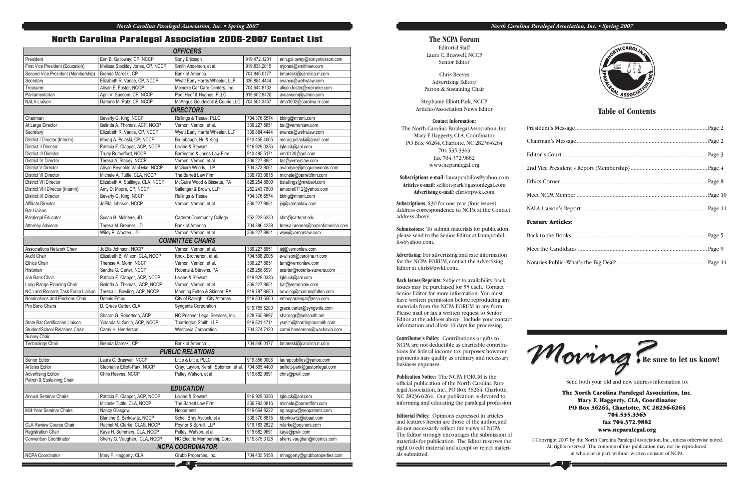# North Carolina Paralegal Association 2006-2007 Contact List

| OFFICERS | | | | |
|---|---|---|---|---|
| President | Erin B. Galloway, CP, NCCP | Sony Ericsson | 919.472.1201 | erin.galloway@sonyericsson.com |
| First Vice President (Education) | Melissa Stockley Jones, CP, NCCP | Smith Anderson, et al. | 919.838.2015 | mjones@smithlaw.com |
| Second Vice President (Membership) | Brenda Mareski, CP | Bank of America | 704.846.0177 | bmareski@carolina.rr.com |
| Secretary | Elizabeth R. Vance, CP, NCCP | Wyatt Early Harris Wheeler, LLP | 336.884.4444 | evance@wehwlaw.com |
| Treasurer | Alison E. Foster, NCCP | Meineke Car Care Centers, Inc. | 704.644.8132 | alison.foster@meineke.com |
| Parliamentarian | April V. Sansom, CP, NCCP | Poe, Hoof & Hughes, PLLC | 919.602.8420 | avsansom@yahoo.com |
| NALA Liaison | Darlene M. Patz, CP, NCCP | McAngus Goudelock & Courie LLC | 704.504.3457 | dmp1002@carolina.rr.com |
| **DIRECTORS** | | | | |
| Chairman | Beverly G. King, NCCP | Rallings & Tissue, PLLC | 704.376.6574 | bking@mrsmt.com |
| At Large Director | Belinda A. Thomas, ACP, NCCP | Vernon, Vernon, et al. | 336.227.8851 | bat@vernonlaw.com |
| Secretary | Elizabeth R. Vance, CP, NCCP | Wyatt Early Harris Wheeler, LLP | 336.884.4444 | evance@wehwlaw.com |
| District I Director (Interim) | Morag A. Polaski, CP, NCCP | Brumbaugh, Hu & King | 910.455.4065 | morag.polaski@gmail.com |
| District II Director | Patricia F. Clapper, ACP, NCCP | Levine & Stewart | 919.929.0386 | lglduck@aol.com |
| District III Director | Trudy Rutherford, NCCP | Barrington & Jones Law Firm | 910.485.5171 | emr0128@aol.com |
| District IV Director | Teresa A. Stacey, NCCP | Vernon, Vernon, et al. | 336.227.8851 | tas@vernonlaw.com |
| District V Director | Alison Reynolds VanDyke, NCCP | McGuire Woods, LLP | 704.373.8061 | avandyke@mcguirewoods.com |
| District VI Director | Michele A. Tuttle, CLA, NCCP | The Barrett Law Firm | 336.793.0816 | michele@barrettfirm.com |
| District VII Director | Elizabeth A. Stallings, CLA, NCCP | McGuire Wood & Bissette, PA | 828.254.8800 | bstallings@mwbavl.com |
| District VIII Director (Interim) | Amy D. Moore, CP, NCCP | Sallenger & Brown, LLP | 252.243.7800 | amoore0712@yahoo.com |
| District IX Director | Beverly G. King, NCCP | Rallings & Tissue | 704.376.6574 | bking@mrsmt.com |
| Affiliate Director | JoElla Johnson, NCCP | Vernon, Vernon, et al. | 336.227.8851 | jej@vernonlaw.com |
| Bar Liaison | | | | |
| Paralegal Educator | Susan H. McIntyre, JD | Carteret Community College | 252.222.6230 | shm@carteret.edu |
| Attorney Advisors | Teresa M. Brenner, JD | Bank of America | 704.386.4238 | teresa.brenner@bankofamerica.com |
| | Wiley P. Wooten, JD | Vernon, Vernon, et al. | 336.227.8851 | wpw@vernonlaw.com |
| **COMMITTEE CHAIRS** | | | | |
| Associations Network Chair | JoElla Johnson, NCCP | Vernon, Vernon, et al. | 336.227.8851 | jej@vernonlaw.com |
| Audit Chair | Elizabeth B. Wilson, CLA, NCCP | Knox, Brotherton, et al. | 704.568.2005 | e-wilson@carolina.rr.com |
| Ethics Chair | Therese A. Morin, NCCP | Vernon, Vernon, et al. | 336.227.8851 | tam@vernonlaw.com |
| Historian | Sandra G. Carter, NCCP | Roberts & Stevens, PA | 828.258.6991 | scarter@roberts-stevens.com |
| Job Bank Chair | Patricia F. Clapper, ACP, NCCP | Levine & Stewart | 919.929.0386 | lglduck@aol.com |
| Long-Range Planning Chair | Belinda A. Thomas, ACP, NCCP | Vernon, Vernon, et al. | 336.227.8851 | bat@vernonlaw.com |
| NC Land Records Task Force Liaison | Teresa L. Bowling, ACP, NCCP | Manning Fulton & Skinner, PA | 919.787.8880 | bowling@manningfulton.com |
| Nominations and Elections Chair | Dennis Embo | City of Raleigh – City Attorney | 919.831.6560 | emboparalegal@msn.com |
| Pro Bono Chairs | D. Grace Carter, CLA | Syngenta Corporation | 919.765.5200 | grace.carter@syngenta.com |
| | Sharon G. Robertson, ACP | NC Prisoner Legal Services, Inc. | 828.765.8897 | sharongr@bellsouth.net |
| State Bar Certification Liaison | Yolanda N. Smith, ACP, NCCP | Tharrington Smith, LLP | 919.821.4711 | ysmith@tharringtonsmith.com |
| Student/School Relations Chair | Carmi H. Henderson | Wachovia Corporation | 704.374.7120 | carmi.henderson@wachovia.com |
| Survey Chair | | | | |
| Technology Chair | Brenda Mareski, CP | Bank of America | 704.846.0177 | bmareski@carolina.rr.com |
| **PUBLIC RELATIONS** | | | | |
| Senior Editor | Laura C. Braswell, NCCP | Little & Little, PLLC | 919.856.0006 | laurapcubillos@yahoo.com |
| Articles Editor | Stephanie Elliott-Park, NCCP | Gray, Layton, Kersh, Solomon, et al. | 704.865.4400 | selliott-park@gastonlegal.com |
| Advertising Editor/ Patron & Sustaining Chair | Chris Reeves, NCCP | Pulley Watson, et al. | 919.682.9691 | chris@pwkl.com |
| **EDUCATION** | | | | |
| Annual Seminar Chairs | Patricia F. Clapper, ACP, NCCP | Levine & Stewart | 919.929.0386 | lglduck@aol.com |
| | Michele Tuttle, CLA, NCCP | The Barrett Law Firm | 336.793.0816 | michele@barrettfirm.com |
| Mid-Year Seminar Chairs | Nancy Glasgow | Neopatents | 919.664.8222 | nglasgow@neopatents.com |
| | Blanche S. Berkowitz, NCCP | Schell Bray Aycock, et al. | 336.370.8815 | bberkowitz@sbaal.com |
| CLA Review Course Chair | Rachel M. Clarke, CLAS, NCCP | Poyner & Spruill, LLP | 919.783.2822 | rclarke@poyners.com |
| Registration Chair | Kaye H. Summers, CLA, NCCP | Pulley, Watson, et al. | 919.682.9691 | kaye@pwkl.com |
| Convention Coordinator | Sherry G. Vaughan, CLA, NCCP | NC Electric Membership Corp. | 919.875.3128 | sherry.vaughan@ncemcs.com |
| **NCPA COORDINATOR** | | | | |
| NCPA Coordinator | Mary F. Haggerty, CLA | Grubb Properties, Inc. | 704.405.5158 | mhaggerty@grubbproperties.com |

## The NCPA Forum

Editorial Staff
Laura C. Braswell, NCCP
Senior Editor

Chris Reeves
Advertising Editor/
Patron & Sustaining Chair

Stephanie Elliott-Park, NCCP
Articles/Association News Editor

**Contact Information:**
The North Carolina Paralegal Association, Inc.
Mary F. Haggerty, CLA, Coordinator
PO Box 36264, Charlotte, NC 28236-6264
704.535.3363
fax 704.372.9882
www.ncparalegal.org

**Subscriptions e-mail:** laurapcubillos@yahoo.com
**Articles e-mail:** selliott-park@gastonlegal.com
**Advertising e-mail:** chris@pwkl.com

**Subscriptions:** $30 for one year (four issues). Address correspondence to NCPA at the Contact address above.

**Submissions:** To submit materials for publication, please send to the Senior Editor at laurapcubillos@yahoo.com.

**Advertising:** For advertising and rate information for the NCPA FORUM, contact the Advertising Editor at chris@pwkl.com.

**Back Issues/Reprints:** Subject to availability, back issues may be purchased for $5 each. Contact Senior Editor for more information. You must have written permission before reproducing any materials from the NCPA FORUM in any form. Please mail or fax a written request to Senior Editor at the address above. Include your contact information and allow 10 days for processing.

**Contributor's Policy:** Contributions or gifts to NCPA are not deductible as charitable contributions for federal income tax purposes; however, payments may qualify as ordinary and necessary business expenses.

**Publication Notice:** The NCPA FORUM is the official publication of the North Carolina Paralegal Association, Inc., PO Box 36264, Charlotte, NC 28236-6264. Our publication is devoted to informing and educating the paralegal profession.

**Editorial Policy:** Opinions expressed in articles and features herein are those of the author, and do not necessarily reflect the views of NCPA. The Editor strongly encourages the submission of materials for publication. The Editor reserves the right to edit material and accept or reject materials submitted.

## Table of Contents

President's Message ....... Page 2
Chairman's Message ....... Page 2
Editor's Court ....... Page 3
2nd Vice President's Report (Membership) ....... Page 4
Ethics Corner ....... Page 8
Meet NCPA Member ....... Page 10
NALA Liaison's Report ....... Page 11

**Feature Articles:**

Back to the Books ....... Page 5
Meet the Candidates ....... Page 9
Notaries Public--What's the Big Deal? ....... Page 14

## Moving? Be sure to let us know!

Send both your old and new address information to:

**The North Carolina Paralegal Association, Inc.**
**Mary F. Haggerty, CLA, Coordinator**
**PO Box 36264, Charlotte, NC 28236-6264**
**704.535.3363**
**fax 704.372.9882**
**www.ncparalegal.org**

©Copyright 2007 by the North Carolina Paralegal Association, Inc., unless otherwise noted. All rights reserved. The contents of this publication may not be reproduced, in whole or in part, without written consent of NCPA.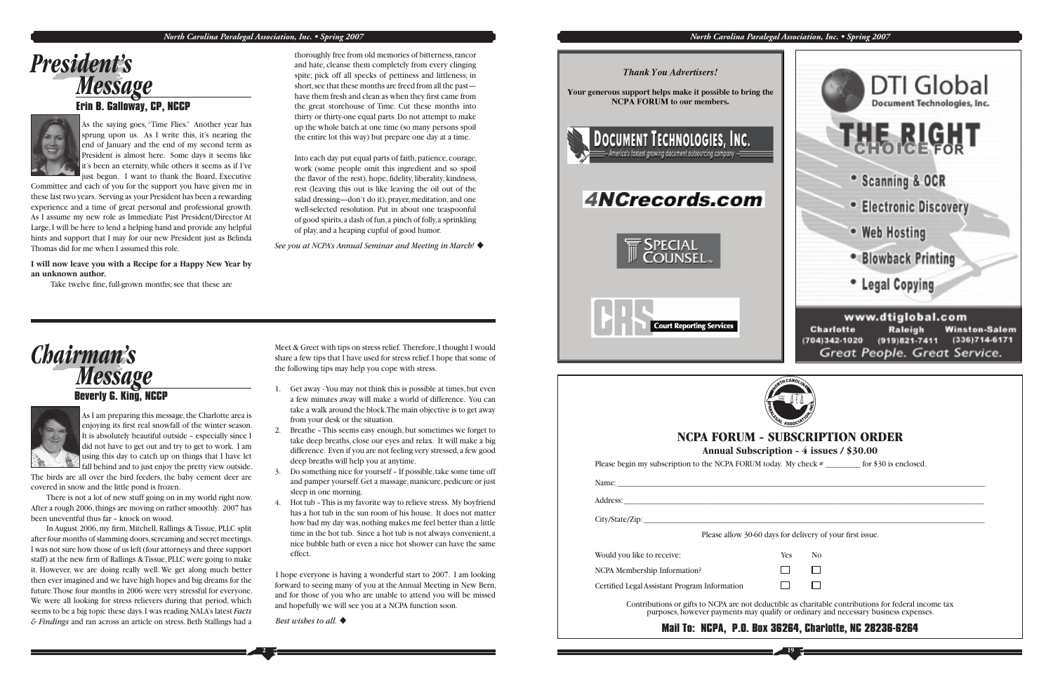# President's Message

## Erin B. Galloway, CP, NCCP

As the saying goes, "Time Flies." Another year has sprung upon us. As I write this, it's nearing the end of January and the end of my second term as President is almost here. Some days it seems like it's been an eternity, while others it seems as if I've just begun. I want to thank the Board, Executive Committee and each of you for the support you have given me in these last two years. Serving as your President has been a rewarding experience and a time of great personal and professional growth. As I assume my new role as Immediate Past President/Director At Large, I will be here to lend a helping hand and provide any helpful hints and support that I may for our new President just as Belinda Thomas did for me when I assumed this role.

**I will now leave you with a Recipe for a Happy New Year by an unknown author.**

Take twelve fine, full-grown months; see that these are thoroughly free from old memories of bitterness, rancor and hate, cleanse them completely from every clinging spite; pick off all specks of pettiness and littleness; in short, see that these months are freed from all the past—have them fresh and clean as when they first came from the great storehouse of Time. Cut these months into thirty or thirty-one equal parts. Do not attempt to make up the whole batch at one time (so many persons spoil the entire lot this way) but prepare one day at a time.

Into each day put equal parts of faith, patience, courage, work (some people omit this ingredient and so spoil the flavor of the rest), hope, fidelity, liberality, kindness, rest (leaving this out is like leaving the oil out of the salad dressing—don't do it), prayer, meditation, and one well-selected resolution. Put in about one teaspoonful of good spirits, a dash of fun, a pinch of folly, a sprinkling of play, and a heaping cupful of good humor.

*See you at NCPA's Annual Seminar and Meeting in March!* ◆

# Chairman's Message

## Beverly G. King, NCCP

As I am preparing this message, the Charlotte area is enjoying its first real snowfall of the winter season. It is absolutely beautiful outside – especially since I did not have to get out and try to get to work. I am using this day to catch up on things that I have let fall behind and to just enjoy the pretty view outside. The birds are all over the bird feeders, the baby cement deer are covered in snow and the little pond is frozen.

There is not a lot of new stuff going on in my world right now. After a rough 2006, things are moving on rather smoothly. 2007 has been uneventful thus far – knock on wood.

In August 2006, my firm, Mitchell, Rallings & Tissue, PLLC split after four months of slamming doors, screaming and secret meetings. I was not sure how those of us left (four attorneys and three support staff) at the new firm of Rallings & Tissue, PLLC were going to make it. However, we are doing really well. We get along much better then ever imagined and we have high hopes and big dreams for the future. Those four months in 2006 were very stressful for everyone. We were all looking for stress relievers during that period, which seems to be a big topic these days. I was reading NALA's latest *Facts & Findings* and ran across an article on stress. Beth Stallings had a Meet & Greet with tips on stress relief. Therefore, I thought I would share a few tips that I have used for stress relief. I hope that some of the following tips may help you cope with stress.

1. Get away - You may not think this is possible at times, but even a few minutes away will make a world of difference. You can take a walk around the block. The main objective is to get away from your desk or the situation.
2. Breathe - This seems easy enough, but sometimes we forget to take deep breaths, close our eyes and relax. It will make a big difference. Even if you are not feeling very stressed, a few good deep breaths will help you at anytime.
3. Do something nice for yourself - If possible, take some time off and pamper yourself. Get a massage, manicure, pedicure or just sleep in one morning.
4. Hot tub - This is my favorite way to relieve stress. My boyfriend has a hot tub in the sun room of his house. It does not matter how bad my day was, nothing makes me feel better than a little time in the hot tub. This is not always convenient, a nice bubble bath or even a nice hot shower can have the same effect.

I hope everyone is having a wonderful start to 2007. I am looking forward to seeing many of you at the Annual Meeting in New Bern, and for those of you who are unable to attend you will be missed and hopefully we will see you at a NCPA function soon.

*Best wishes to all.* ◆

---

***Thank You Advertisers!***

**Your generous support helps make it possible to bring the NCPA FORUM to our members.**

DOCUMENT TECHNOLOGIES, INC. — America's fastest growing document outsourcing company

4NCrecords.com

SPECIAL COUNSEL

CRS Court Reporting Services

---

**DTI Global** — Document Technologies, Inc.

**THE RIGHT CHOICE FOR**

- Scanning & OCR
- Electronic Discovery
- Web Hosting
- Blowback Printing
- Legal Copying

www.dtiglobal.com

Charlotte (704)342-1020 | Raleigh (919)821-7411 | Winston-Salem (336)714-6171

*Great People. Great Service.*

---

## NCPA FORUM - SUBSCRIPTION ORDER

**Annual Subscription - 4 issues / $30.00**

Please begin my subscription to the NCPA FORUM today. My check # _________ for $30 is enclosed.

Name: ______________________________

Address: ______________________________

City/State/Zip: ______________________________

Please allow 30-60 days for delivery of your first issue.

| Would you like to receive: | Yes | No |
|---|---|---|
| NCPA Membership Information? | ☐ | ☐ |
| Certified Legal Assistant Program Information | ☐ | ☐ |

Contributions or gifts to NCPA are not deductible as charitable contributions for federal income tax purposes, however payments may qualify or ordinary and necessary business expenses.

**Mail To: NCPA, P.O. Box 36264, Charlotte, NC 28236-6264**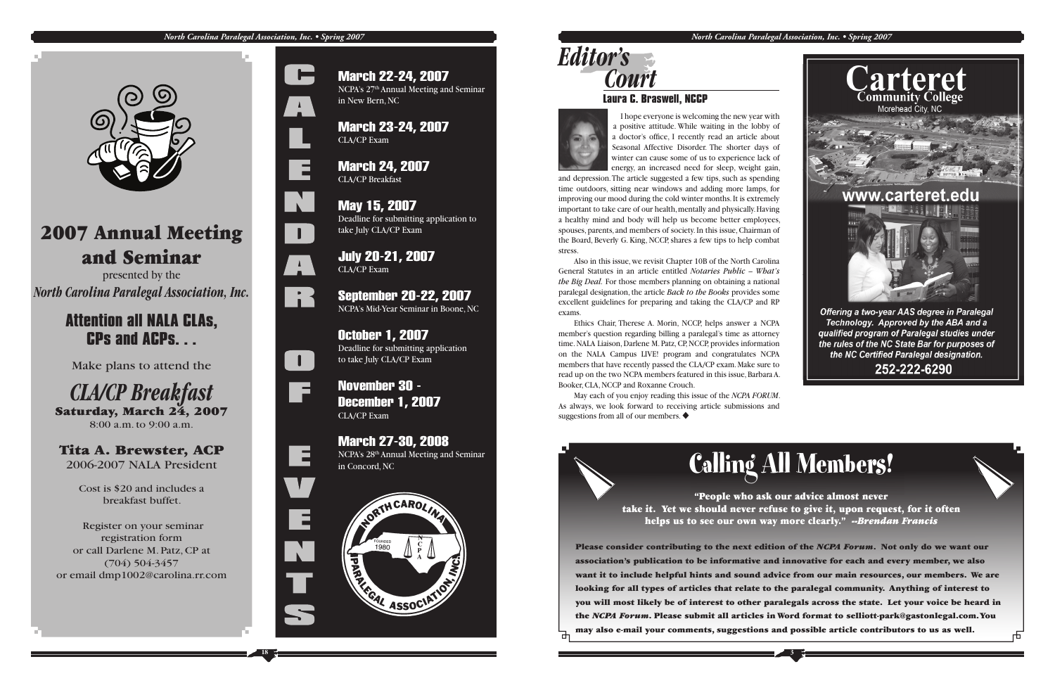# 2007 Annual Meeting and Seminar

presented by the

*North Carolina Paralegal Association, Inc.*

## Attention all NALA CLAs, CPs and ACPs. . .

Make plans to attend the

## *CLA/CP Breakfast*

**Saturday, March 24, 2007**

8:00 a.m. to 9:00 a.m.

**Tita A. Brewster, ACP**

2006-2007 NALA President

Cost is $20 and includes a breakfast buffet.

Register on your seminar registration form or call Darlene M. Patz, CP at (704) 504-3457 or email dmp1002@carolina.rr.com

# CALENDAR OF EVENTS

**March 22-24, 2007**
NCPA's 27th Annual Meeting and Seminar in New Bern, NC

**March 23-24, 2007**
CLA/CP Exam

**March 24, 2007**
CLA/CP Breakfast

**May 15, 2007**
Deadline for submitting application to take July CLA/CP Exam

**July 20-21, 2007**
CLA/CP Exam

**September 20-22, 2007**
NCPA's Mid-Year Seminar in Boone, NC

**October 1, 2007**
Deadline for submitting application to take July CLA/CP Exam

**November 30 - December 1, 2007**
CLA/CP Exam

**March 27-30, 2008**
NCPA's 28th Annual Meeting and Seminar in Concord, NC

North Carolina Paralegal Association, Inc. — Founded 1980 — NCPA

# *Editor's Court*

### Laura C. Braswell, NCCP

I hope everyone is welcoming the new year with a positive attitude. While waiting in the lobby of a doctor's office, I recently read an article about Seasonal Affective Disorder. The shorter days of winter can cause some of us to experience lack of energy, an increased need for sleep, weight gain, and depression. The article suggested a few tips, such as spending time outdoors, sitting near windows and adding more lamps, for improving our mood during the cold winter months. It is extremely important to take care of our health, mentally and physically. Having a healthy mind and body will help us become better employees, spouses, parents, and members of society. In this issue, Chairman of the Board, Beverly G. King, NCCP, shares a few tips to help combat stress.

Also in this issue, we revisit Chapter 10B of the North Carolina General Statutes in an article entitled *Notaries Public – What's the Big Deal.* For those members planning on obtaining a national paralegal designation, the article *Back to the Books* provides some excellent guidelines for preparing and taking the CLA/CP and RP exams.

Ethics Chair, Therese A. Morin, NCCP, helps answer a NCPA member's question regarding billing a paralegal's time as attorney time. NALA Liaison, Darlene M. Patz, CP, NCCP, provides information on the NALA Campus LIVE! program and congratulates NCPA members that have recently passed the CLA/CP exam. Make sure to read up on the two NCPA members featured in this issue, Barbara A. Booker, CLA, NCCP and Roxanne Crouch.

May each of you enjoy reading this issue of the *NCPA FORUM*. As always, we look forward to receiving article submissions and suggestions from all of our members. ◆

# Carteret Community College

Morehead City, NC

**www.carteret.edu**

***Offering a two-year AAS degree in Paralegal Technology. Approved by the ABA and a qualified program of Paralegal studies under the rules of the NC State Bar for purposes of the NC Certified Paralegal designation.***

**252-222-6290**

# Calling All Members!

***"People who ask our advice almost never take it. Yet we should never refuse to give it, upon request, for it often helps us to see our own way more clearly." --Brendan Francis***

**Please consider contributing to the next edition of the *NCPA Forum*. Not only do we want our association's publication to be informative and innovative for each and every member, we also want it to include helpful hints and sound advice from our main resources, our members. We are looking for all types of articles that relate to the paralegal community. Anything of interest to you will most likely be of interest to other paralegals across the state. Let your voice be heard in the *NCPA Forum*. Please submit all articles in Word format to selliott-park@gastonlegal.com. You may also e-mail your comments, suggestions and possible article contributors to us as well.**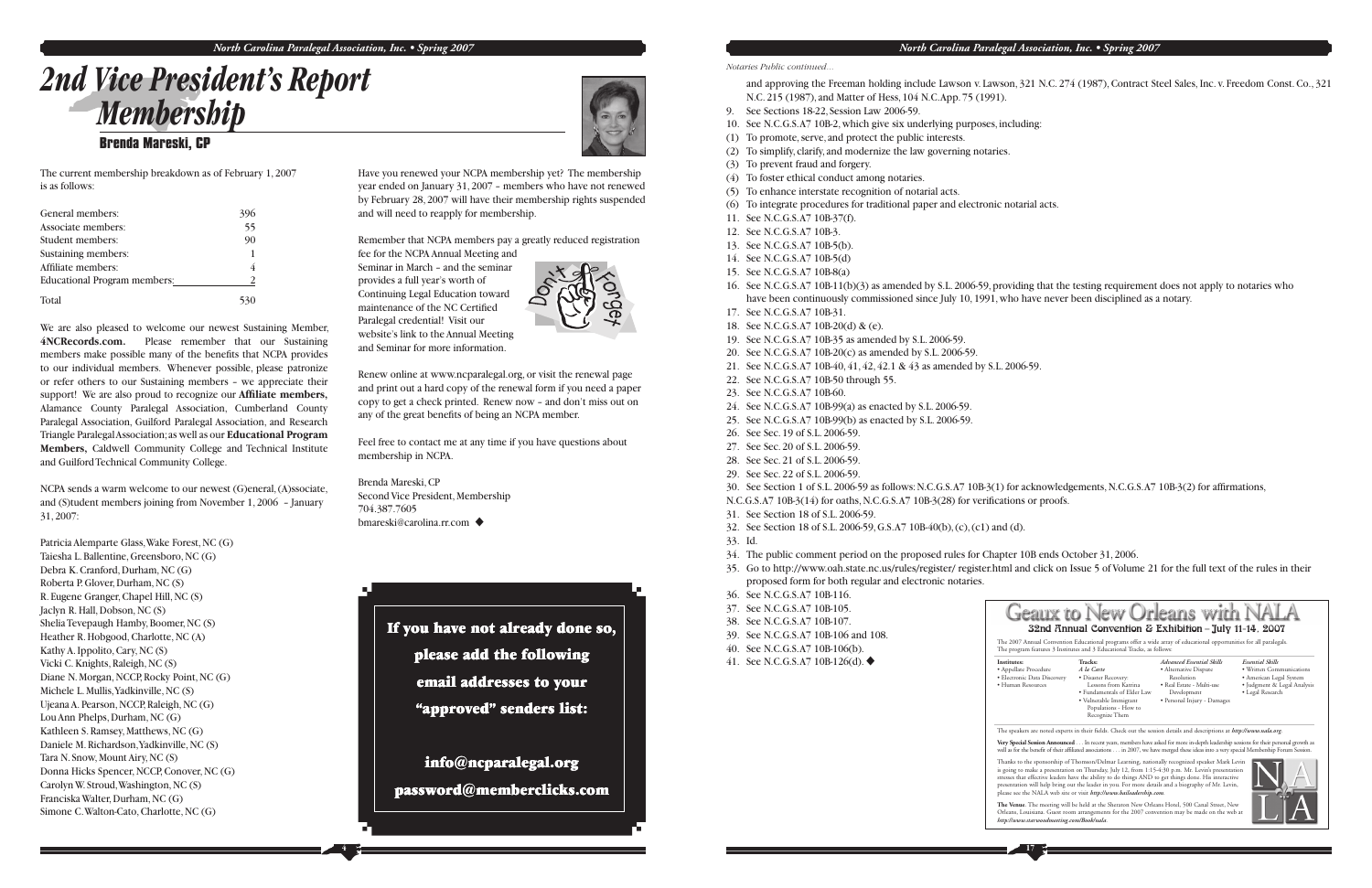# 2nd Vice President's Report Membership

## Brenda Mareski, CP

The current membership breakdown as of February 1, 2007 is as follows:

| | |
|---|---|
| General members: | 396 |
| Associate members: | 55 |
| Student members: | 90 |
| Sustaining members: | 1 |
| Affiliate members: | 4 |
| Educational Program members: | 2 |
| Total | 530 |

We are also pleased to welcome our newest Sustaining Member, **4NCRecords.com.** Please remember that our Sustaining members make possible many of the benefits that NCPA provides to our individual members. Whenever possible, please patronize or refer others to our Sustaining members – we appreciate their support! We are also proud to recognize our **Affiliate members,** Alamance County Paralegal Association, Cumberland County Paralegal Association, Guilford Paralegal Association, and Research Triangle Paralegal Association; as well as our **Educational Program Members,** Caldwell Community College and Technical Institute and Guilford Technical Community College.

NCPA sends a warm welcome to our newest (G)eneral, (A)ssociate, and (S)tudent members joining from November 1, 2006 – January 31, 2007:

Patricia Alemparte Glass, Wake Forest, NC (G)
Taiesha L. Ballentine, Greensboro, NC (G)
Debra K. Cranford, Durham, NC (G)
Roberta P. Glover, Durham, NC (S)
R. Eugene Granger, Chapel Hill, NC (S)
Jaclyn R. Hall, Dobson, NC (S)
Shelia Tevepaugh Hamby, Boomer, NC (S)
Heather R. Hobgood, Charlotte, NC (A)
Kathy A. Ippolito, Cary, NC (S)
Vicki C. Knights, Raleigh, NC (S)
Diane N. Morgan, NCCP, Rocky Point, NC (G)
Michele L. Mullis, Yadkinville, NC (S)
Ujeana A. Pearson, NCCP, Raleigh, NC (G)
Lou Ann Phelps, Durham, NC (G)
Kathleen S. Ramsey, Matthews, NC (G)
Daniele M. Richardson, Yadkinville, NC (S)
Tara N. Snow, Mount Airy, NC (S)
Donna Hicks Spencer, NCCP, Conover, NC (G)
Carolyn W. Stroud, Washington, NC (S)
Franciska Walter, Durham, NC (G)
Simone C. Walton-Cato, Charlotte, NC (G)

Have you renewed your NCPA membership yet? The membership year ended on January 31, 2007 – members who have not renewed by February 28, 2007 will have their membership rights suspended and will need to reapply for membership.

Remember that NCPA members pay a greatly reduced registration fee for the NCPA Annual Meeting and Seminar in March – and the seminar provides a full year's worth of Continuing Legal Education toward maintenance of the NC Certified Paralegal credential! Visit our website's link to the Annual Meeting and Seminar for more information.

Renew online at www.ncparalegal.org, or visit the renewal page and print out a hard copy of the renewal form if you need a paper copy to get a check printed. Renew now – and don't miss out on any of the great benefits of being an NCPA member.

Feel free to contact me at any time if you have questions about membership in NCPA.

Brenda Mareski, CP
Second Vice President, Membership
704.387.7605
bmareski@carolina.rr.com ◆

**If you have not already done so, please add the following email addresses to your "approved" senders list:**

**info@ncparalegal.org**

**password@memberclicks.com**

*Notaries Public continued...*

and approving the Freeman holding include Lawson v. Lawson, 321 N.C. 274 (1987), Contract Steel Sales, Inc. v. Freedom Const. Co., 321 N.C. 215 (1987), and Matter of Hess, 104 N.C.App. 75 (1991).

9. See Sections 18-22, Session Law 2006-59.
10. See N.C.G.S.A7 10B-2, which give six underlying purposes, including:
(1) To promote, serve, and protect the public interests.
(2) To simplify, clarify, and modernize the law governing notaries.
(3) To prevent fraud and forgery.
(4) To foster ethical conduct among notaries.
(5) To enhance interstate recognition of notarial acts.
(6) To integrate procedures for traditional paper and electronic notarial acts.
11. See N.C.G.S.A7 10B-37(f).
12. See N.C.G.S.A7 10B-3.
13. See N.C.G.S.A7 10B-5(b).
14. See N.C.G.S.A7 10B-5(d)
15. See N.C.G.S.A7 10B-8(a)
16. See N.C.G.S.A7 10B-11(b)(3) as amended by S.L. 2006-59, providing that the testing requirement does not apply to notaries who have been continuously commissioned since July 10, 1991, who have never been disciplined as a notary.
17. See N.C.G.S.A7 10B-31.
18. See N.C.G.S.A7 10B-20(d) & (e).
19. See N.C.G.S.A7 10B-35 as amended by S.L. 2006-59.
20. See N.C.G.S.A7 10B-20(c) as amended by S.L. 2006-59.
21. See N.C.G.S.A7 10B-40, 41, 42, 42.1 & 43 as amended by S.L. 2006-59.
22. See N.C.G.S.A7 10B-50 through 55.
23. See N.C.G.S.A7 10B-60.
24. See N.C.G.S.A7 10B-99(a) as enacted by S.L. 2006-59.
25. See N.C.G.S.A7 10B-99(b) as enacted by S.L. 2006-59.
26. See Sec. 19 of S.L. 2006-59.
27. See Sec. 20 of S.L. 2006-59.
28. See Sec. 21 of S.L. 2006-59.
29. See Sec. 22 of S.L. 2006-59.
30. See Section 1 of S.L. 2006-59 as follows: N.C.G.S.A7 10B-3(1) for acknowledgements, N.C.G.S.A7 10B-3(2) for affirmations, N.C.G.S.A7 10B-3(14) for oaths, N.C.G.S.A7 10B-3(28) for verifications or proofs.
31. See Section 18 of S.L. 2006-59.
32. See Section 18 of S.L. 2006-59, G.S. A7 10B-40(b), (c), (c1) and (d).
33. Id.
34. The public comment period on the proposed rules for Chapter 10B ends October 31, 2006.
35. Go to http://www.oah.state.nc.us/rules/register/ register.html and click on Issue 5 of Volume 21 for the full text of the rules in their proposed form for both regular and electronic notaries.
36. See N.C.G.S.A7 10B-116.
37. See N.C.G.S.A7 10B-105.
38. See N.C.G.S.A7 10B-107.
39. See N.C.G.S.A7 10B-106 and 108.
40. See N.C.G.S.A7 10B-106(b).
41. See N.C.G.S.A7 10B-126(d). ◆

## Geaux to New Orleans with NALA

### 32nd Annual Convention & Exhibition – July 11-14, 2007

The 2007 Annual Convention Educational programs offer a wide array of educational opportunities for all paralegals. The program features 3 Institutes and 3 Educational Tracks, as follows:

| Institutes: | Tracks: *A la Carte* | *Advanced Essential Skills* | *Essential Skills* |
|---|---|---|---|
| • Appellate Procedure<br>• Electronic Data Discovery<br>• Human Resources | • Disaster Recovery: Lessons from Katrina<br>• Fundamentals of Elder Law<br>• Vulnerable Immigrant Populations - How to Recognize Them | • Alternative Dispute Resolution<br>• Real Estate - Multi-use Development<br>• Personal Injury - Damages | • Written Communications<br>• American Legal System<br>• Judgment & Legal Analysis<br>• Legal Research |

The speakers are noted experts in their fields. Check out the session details and descriptions at *http://www.nala.org*.

**Very Special Session Announced** . . . In recent years, members have asked for more in-depth leadership sessions for their personal growth as well as for the benefit of their affiliated associations . . . in 2007, we have merged these ideas into a very special Membership Forum Session.

Thanks to the sponsorship of Thomson/Delmar Learning, nationally recognized speaker Mark Levin is going to make a presentation on Thursday, July 12, from 1:15-4:30 p.m. Mr. Levin's presentation stresses that effective leaders have the ability to do things AND to get things done. His interactive presentation will help bring out the leader in you. For more details and a biography of Mr. Levin, please see the NALA web site or visit *http://www.baileadership.com*.

**The Venue.** The meeting will be held at the Sheraton New Orleans Hotel, 500 Canal Street, New Orleans, Louisiana. Guest room arrangements for the 2007 convention may be made on the web at *http://www.starwoodmeeting.com/Book/nala*.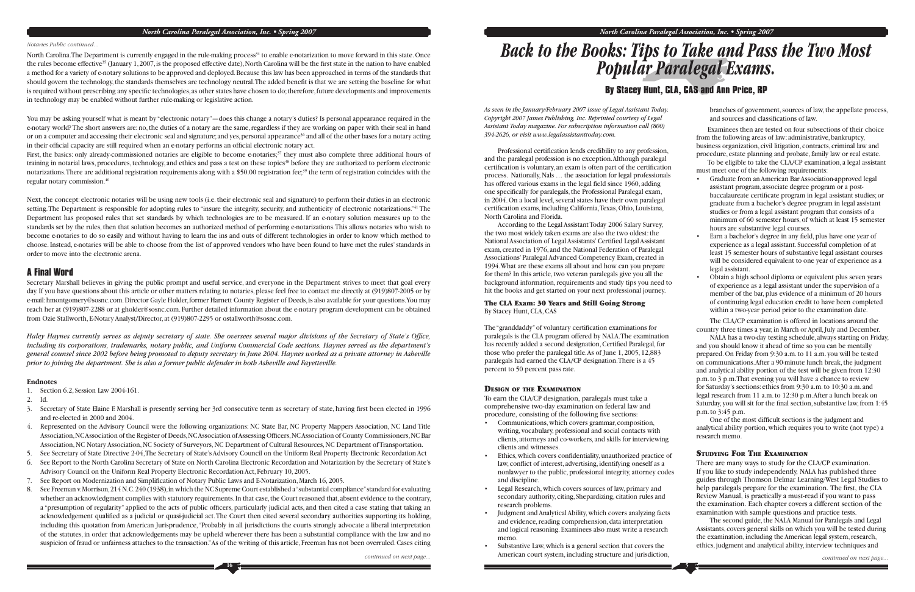*Notaries Public continued...*

North Carolina. The Department is currently engaged in the rule-making process[34] to enable e-notarization to move forward in this state. Once the rules become effective[35] (January 1, 2007, is the proposed effective date), North Carolina will be the first state in the nation to have enabled a method for a variety of e-notary solutions to be approved and deployed. Because this law has been approached in terms of the standards that should govern the technology, the standards themselves are technology neutral. The added benefit is that we are setting the baseline for what is required without prescribing any specific technologies, as other states have chosen to do; therefore, future developments and improvements in technology may be enabled without further rule-making or legislative action.

You may be asking yourself what is meant by "electronic notary"—does this change a notary's duties? Is personal appearance required in the e-notary world? The short answers are: no, the duties of a notary are the same, regardless if they are working on paper with their seal in hand or on a computer and accessing their electronic seal and signature; and yes, personal appearance[36] and all of the other bases for a notary acting in their official capacity are still required when an e-notary performs an official electronic notary act.

First, the basics: only already-commissioned notaries are eligible to become e-notaries;[37] they must also complete three additional hours of training in notarial laws, procedures, technology, and ethics and pass a test on these topics[38] before they are authorized to perform electronic notarizations. There are additional registration requirements along with a $50.00 registration fee;[39] the term of registration coincides with the regular notary commission.[40]

Next, the concept: electronic notaries will be using new tools (i.e. their electronic seal and signature) to perform their duties in an electronic setting. The Department is responsible for adopting rules to "insure the integrity, security, and authenticity of electronic notarizations."[41] The Department has proposed rules that set standards by which technologies are to be measured. If an e-notary solution measures up to the standards set by the rules, then that solution becomes an authorized method of performing e-notarizations. This allows notaries who wish to become e-notaries to do so easily and without having to learn the ins and outs of different technologies in order to know which method to choose. Instead, e-notaries will be able to choose from the list of approved vendors who have been found to have met the rules' standards in order to move into the electronic arena.

## A Final Word

Secretary Marshall believes in giving the public prompt and useful service, and everyone in the Department strives to meet that goal every day. If you have questions about this article or other matters relating to notaries, please feel free to contact me directly at (919)807-2005 or by e-mail: hmontgomery@sosnc.com. Director Gayle Holder, former Harnett County Register of Deeds, is also available for your questions. You may reach her at (919)807-2288 or at gholder@sosnc.com. Further detailed information about the e-notary program development can be obtained from Ozie Stallworth, E-Notary Analyst/Director, at (919)807-2295 or ostallworth@sosnc.com.

*Haley Haynes currently serves as deputy secretary of state. She oversees several major divisions of the Secretary of State's Office, including its corporations, trademarks, notary public, and Uniform Commercial Code sections. Haynes served as the department's general counsel since 2002 before being promoted to deputy secretary in June 2004. Haynes worked as a private attorney in Asheville prior to joining the department. She is also a former public defender in both Asheville and Fayetteville.*

### Endnotes

1. Section 6.2, Session Law 2004-161.
2. Id.
3. Secretary of State Elaine F. Marshall is presently serving her 3rd consecutive term as secretary of state, having first been elected in 1996 and re-elected in 2000 and 2004.
4. Represented on the Advisory Council were the following organizations: NC State Bar, NC Property Mappers Association, NC Land Title Association, NC Association of the Register of Deeds, NC Association of Assessing Officers, NC Association of County Commissioners, NC Bar Association, NC Notary Association, NC Society of Surveyors, NC Department of Cultural Resources, NC Department of Transportation.
5. See Secretary of State Directive 2-04, The Secretary of State's Advisory Council on the Uniform Real Property Electronic Recordation Act
6. See Report to the North Carolina Secretary of State on North Carolina Electronic Recordation and Notarization by the Secretary of State's Advisory Council on the Uniform Real Property Electronic Recordation Act, February 10, 2005.
7. See Report on Modernization and Simplification of Notary Public Laws and E-Notarization, March 16, 2005.
8. See Freeman v. Morrison, 214 N.C. 240 (1938), in which the NC Supreme Court established a "substantial compliance" standard for evaluating whether an acknowledgment complies with statutory requirements. In that case, the Court reasoned that, absent evidence to the contrary, a "presumption of regularity" applied to the acts of public officers, particularly judicial acts, and then cited a case stating that taking an acknowledgement qualified as a judicial or quasi-judicial act. The Court then cited several secondary authorities supporting its holding, including this quotation from American Jurisprudence, "Probably in all jurisdictions the courts strongly advocate a liberal interpretation of the statutes, in order that acknowledgements may be upheld wherever there has been a substantial compliance with the law and no suspicion of fraud or unfairness attaches to the transaction." As of the writing of this article, Freeman has not been overruled. Cases citing

*continued on next page...*

# Back to the Books: Tips to Take and Pass the Two Most Popular Paralegal Exams.

## By Stacey Hunt, CLA, CAS and Ann Price, RP

*As seen in the January/February 2007 issue of Legal Assistant Today. Copyright 2007 James Publishing, Inc. Reprinted courtesy of Legal Assistant Today magazine. For subscription information call (800) 394-2626, or visit www.legalassistanttoday.com.*

Professional certification lends credibility to any profession, and the paralegal profession is no exception. Although paralegal certification is voluntary, an exam is often part of the certification process. Nationally, Nals … the association for legal professionals has offered various exams in the legal field since 1960, adding one specifically for paralegals, the Professional Paralegal exam, in 2004. On a local level, several states have their own paralegal certification exams, including California, Texas, Ohio, Louisiana, North Carolina and Florida.

According to the Legal Assistant Today 2006 Salary Survey, the two most widely taken exams are also the two oldest: the National Association of Legal Assistants' Certified Legal Assistant exam, created in 1976, and the National Federation of Paralegal Associations' Paralegal Advanced Competency Exam, created in 1994. What are these exams all about and how can you prepare for them? In this article, two veteran paralegals give you all the background information, requirements and study tips you need to hit the books and get started on your next professional journey.

### The CLA Exam: 30 Years and Still Going Strong

By Stacey Hunt, CLA, CAS

The "granddaddy" of voluntary certification examinations for paralegals is the CLA program offered by NALA. The examination has recently added a second designation, Certified Paralegal, for those who prefer the paralegal title. As of June 1, 2005, 12,883 paralegals had earned the CLA/CP designation. There is a 45 percent to 50 percent pass rate.

#### Design of the Examination

To earn the CLA/CP designation, paralegals must take a comprehensive two-day examination on federal law and procedure, consisting of the following five sections:

- Communications, which covers grammar, composition, writing, vocabulary, professional and social contacts with clients, attorneys and co-workers, and skills for interviewing clients and witnesses.
- Ethics, which covers confidentiality, unauthorized practice of law, conflict of interest, advertising, identifying oneself as a nonlawyer to the public, professional integrity, attorney codes and discipline.
- Legal Research, which covers sources of law, primary and secondary authority, citing, Shepardizing, citation rules and research problems.
- Judgment and Analytical Ability, which covers analyzing facts and evidence, reading comprehension, data interpretation and logical reasoning. Examinees also must write a research memo.
- Substantive Law, which is a general section that covers the American court system, including structure and jurisdiction, branches of government, sources of law, the appellate process, and sources and classifications of law.

Examinees then are tested on four subsections of their choice from the following areas of law: administrative, bankruptcy, business organization, civil litigation, contracts, criminal law and procedure, estate planning and probate, family law or real estate.

To be eligible to take the CLA/CP examination, a legal assistant must meet one of the following requirements:

- Graduate from an American Bar Association-approved legal assistant program, associate degree program or a post-baccalaureate certificate program in legal assistant studies; or graduate from a bachelor's degree program in legal assistant studies or from a legal assistant program that consists of a minimum of 60 semester hours, of which at least 15 semester hours are substantive legal courses.
- Earn a bachelor's degree in any field, plus have one year of experience as a legal assistant. Successful completion of at least 15 semester hours of substantive legal assistant courses will be considered equivalent to one year of experience as a legal assistant.
- Obtain a high school diploma or equivalent plus seven years of experience as a legal assistant under the supervision of a member of the bar, plus evidence of a minimum of 20 hours of continuing legal education credit to have been completed within a two-year period prior to the examination date.

The CLA/CP examination is offered in locations around the country three times a year, in March or April, July and December.

NALA has a two-day testing schedule, always starting on Friday, and you should know it ahead of time so you can be mentally prepared. On Friday from 9:30 a.m. to 11 a.m. you will be tested on communications. After a 90-minute lunch break, the judgment and analytical ability portion of the test will be given from 12:30 p.m. to 3 p.m. That evening you will have a chance to review for Saturday's sections: ethics from 9:30 a.m. to 10:30 a.m. and legal research from 11 a.m. to 12:30 p.m. After a lunch break on Saturday, you will sit for the final section, substantive law, from 1:45 p.m. to 3:45 p.m.

One of the most difficult sections is the judgment and analytical ability portion, which requires you to write (not type) a research memo.

#### Studying For The Examination

There are many ways to study for the CLA/CP examination. If you like to study independently, NALA has published three guides through Thomson Delmar Learning/West Legal Studies to help paralegals prepare for the examination. The first, the CLA Review Manual, is practically a must-read if you want to pass the examination. Each chapter covers a different section of the examination with sample questions and practice tests.

The second guide, the NALA Manual for Paralegals and Legal Assistants, covers general skills on which you will be tested during the examination, including the American legal system, research, ethics, judgment and analytical ability, interview techniques and

*continued on next page...*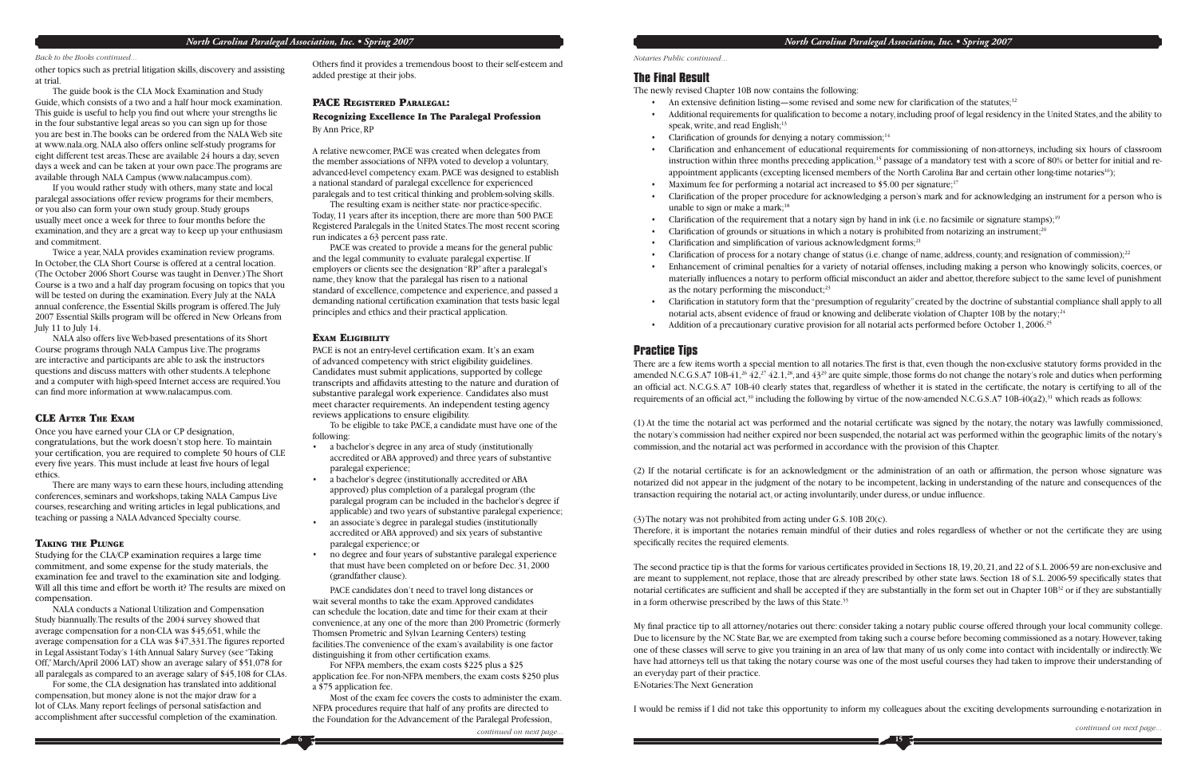*Back to the Books continued...*

other topics such as pretrial litigation skills, discovery and assisting at trial.

The guide book is the CLA Mock Examination and Study Guide, which consists of a two and a half hour mock examination. This guide is useful to help you find out where your strengths lie in the four substantive legal areas so you can sign up for those you are best in. The books can be ordered from the NALA Web site at www.nala.org. NALA also offers online self-study programs for eight different test areas. These are available 24 hours a day, seven days a week and can be taken at your own pace. The programs are available through NALA Campus (www.nalacampus.com).

If you would rather study with others, many state and local paralegal associations offer review programs for their members, or you also can form your own study group. Study groups usually meet once a week for three to four months before the examination, and they are a great way to keep up your enthusiasm and commitment.

Twice a year, NALA provides examination review programs. In October, the CLA Short Course is offered at a central location. (The October 2006 Short Course was taught in Denver.) The Short Course is a two and a half day program focusing on topics that you will be tested on during the examination. Every July at the NALA annual conference, the Essential Skills program is offered. The July 2007 Essential Skills program will be offered in New Orleans from July 11 to July 14.

NALA also offers live Web-based presentations of its Short Course programs through NALA Campus Live. The programs are interactive and participants are able to ask the instructors questions and discuss matters with other students. A telephone and a computer with high-speed Internet access are required. You can find more information at www.nalacampus.com.

### CLE After The Exam

Once you have earned your CLA or CP designation, congratulations, but the work doesn't stop here. To maintain your certification, you are required to complete 50 hours of CLE every five years. This must include at least five hours of legal ethics.

There are many ways to earn these hours, including attending conferences, seminars and workshops, taking NALA Campus Live courses, researching and writing articles in legal publications, and teaching or passing a NALA Advanced Specialty course.

### Taking The Plunge

Studying for the CLA/CP examination requires a large time commitment, and some expense for the study materials, the examination fee and travel to the examination site and lodging. Will all this time and effort be worth it? The results are mixed on compensation.

NALA conducts a National Utilization and Compensation Study biannually. The results of the 2004 survey showed that average compensation for a non-CLA was $45,651, while the average compensation for a CLA was $47,331. The figures reported in Legal Assistant Today's 14th Annual Salary Survey (see "Taking Off," March/April 2006 LAT) show an average salary of $51,078 for all paralegals as compared to an average salary of $45,108 for CLAs.

For some, the CLA designation has translated into additional compensation, but money alone is not the major draw for a lot of CLAs. Many report feelings of personal satisfaction and accomplishment after successful completion of the examination. Others find it provides a tremendous boost to their self-esteem and added prestige at their jobs.

## PACE Registered Paralegal: Recognizing Excellence In The Paralegal Profession

By Ann Price, RP

A relative newcomer, PACE was created when delegates from the member associations of NFPA voted to develop a voluntary, advanced-level competency exam. PACE was designed to establish a national standard of paralegal excellence for experienced paralegals and to test critical thinking and problem-solving skills.

The resulting exam is neither state- nor practice-specific. Today, 11 years after its inception, there are more than 500 PACE Registered Paralegals in the United States. The most recent scoring run indicates a 63 percent pass rate.

PACE was created to provide a means for the general public and the legal community to evaluate paralegal expertise. If employers or clients see the designation "RP" after a paralegal's name, they know that the paralegal has risen to a national standard of excellence, competence and experience, and passed a demanding national certification examination that tests basic legal principles and ethics and their practical application.

### Exam Eligibility

PACE is not an entry-level certification exam. It's an exam of advanced competency with strict eligibility guidelines. Candidates must submit applications, supported by college transcripts and affidavits attesting to the nature and duration of substantive paralegal work experience. Candidates also must meet character requirements. An independent testing agency reviews applications to ensure eligibility.

To be eligible to take PACE, a candidate must have one of the following:

- a bachelor's degree in any area of study (institutionally accredited or ABA approved) and three years of substantive paralegal experience;
- a bachelor's degree (institutionally accredited or ABA approved) plus completion of a paralegal program (the paralegal program can be included in the bachelor's degree if applicable) and two years of substantive paralegal experience;
- an associate's degree in paralegal studies (institutionally accredited or ABA approved) and six years of substantive paralegal experience; or
- no degree and four years of substantive paralegal experience that must have been completed on or before Dec. 31, 2000 (grandfather clause).

PACE candidates don't need to travel long distances or wait several months to take the exam. Approved candidates can schedule the location, date and time for their exam at their convenience, at any one of the more than 200 Prometric (formerly Thomsen Prometric and Sylvan Learning Centers) testing facilities. The convenience of the exam's availability is one factor distinguishing it from other certification exams.

For NFPA members, the exam costs $225 plus a $25 application fee. For non-NFPA members, the exam costs $250 plus a $75 application fee.

Most of the exam fee covers the costs to administer the exam. NFPA procedures require that half of any profits are directed to the Foundation for the Advancement of the Paralegal Profession,

*continued on next page...*

*Notaries Public continued...*

## The Final Result

The newly revised Chapter 10B now contains the following:

- An extensive definition listing—some revised and some new for clarification of the statutes;[12]
- Additional requirements for qualification to become a notary, including proof of legal residency in the United States, and the ability to speak, write, and read English;[13]
- Clarification of grounds for denying a notary commission;[14]
- Clarification and enhancement of educational requirements for commissioning of non-attorneys, including six hours of classroom instruction within three months preceding application,[15] passage of a mandatory test with a score of 80% or better for initial and re-appointment applicants (excepting licensed members of the North Carolina Bar and certain other long-time notaries[16]);
- Maximum fee for performing a notarial act increased to $5.00 per signature;[17]
- Clarification of the proper procedure for acknowledging a person's mark and for acknowledging an instrument for a person who is unable to sign or make a mark;[18]
- Clarification of the requirement that a notary sign by hand in ink (i.e. no facsimile or signature stamps);[19]
- Clarification of grounds or situations in which a notary is prohibited from notarizing an instrument;[20]
- Clarification and simplification of various acknowledgment forms;[21]
- Clarification of process for a notary change of status (i.e. change of name, address, county, and resignation of commission);[22]
- Enhancement of criminal penalties for a variety of notarial offenses, including making a person who knowingly solicits, coerces, or materially influences a notary to perform official misconduct an aider and abettor, therefore subject to the same level of punishment as the notary performing the misconduct;[23]
- Clarification in statutory form that the "presumption of regularity" created by the doctrine of substantial compliance shall apply to all notarial acts, absent evidence of fraud or knowing and deliberate violation of Chapter 10B by the notary;[24]
- Addition of a precautionary curative provision for all notarial acts performed before October 1, 2006.[25]

## Practice Tips

There are a few items worth a special mention to all notaries. The first is that, even though the non-exclusive statutory forms provided in the amended N.C.G.S.A7 10B-41,[26] 42,[27] 42.1,[28], and 43[29] are quite simple, those forms do not change the notary's role and duties when performing an official act. N.C.G.S.A7 10B-40 clearly states that, regardless of whether it is stated in the certificate, the notary is certifying to all of the requirements of an official act,[30] including the following by virtue of the now-amended N.C.G.S.A7 10B-40(a2),[31] which reads as follows:

(1) At the time the notarial act was performed and the notarial certificate was signed by the notary, the notary was lawfully commissioned, the notary's commission had neither expired nor been suspended, the notarial act was performed within the geographic limits of the notary's commission, and the notarial act was performed in accordance with the provision of this Chapter.

(2) If the notarial certificate is for an acknowledgment or the administration of an oath or affirmation, the person whose signature was notarized did not appear in the judgment of the notary to be incompetent, lacking in understanding of the nature and consequences of the transaction requiring the notarial act, or acting involuntarily, under duress, or undue influence.

(3) The notary was not prohibited from acting under G.S. 10B 20(c).

Therefore, it is important the notaries remain mindful of their duties and roles regardless of whether or not the certificate they are using specifically recites the required elements.

The second practice tip is that the forms for various certificates provided in Sections 18, 19, 20, 21, and 22 of S.L. 2006-59 are non-exclusive and are meant to supplement, not replace, those that are already prescribed by other state laws. Section 18 of S.L. 2006-59 specifically states that notarial certificates are sufficient and shall be accepted if they are substantially in the form set out in Chapter 10B[32] or if they are substantially in a form otherwise prescribed by the laws of this State.[33]

My final practice tip to all attorney/notaries out there: consider taking a notary public course offered through your local community college. Due to licensure by the NC State Bar, we are exempted from taking such a course before becoming commissioned as a notary. However, taking one of these classes will serve to give you training in an area of law that many of us only come into contact with incidentally or indirectly. We have had attorneys tell us that taking the notary course was one of the most useful courses they had taken to improve their understanding of an everyday part of their practice.

E-Notaries: The Next Generation

I would be remiss if I did not take this opportunity to inform my colleagues about the exciting developments surrounding e-notarization in

*continued on next page...*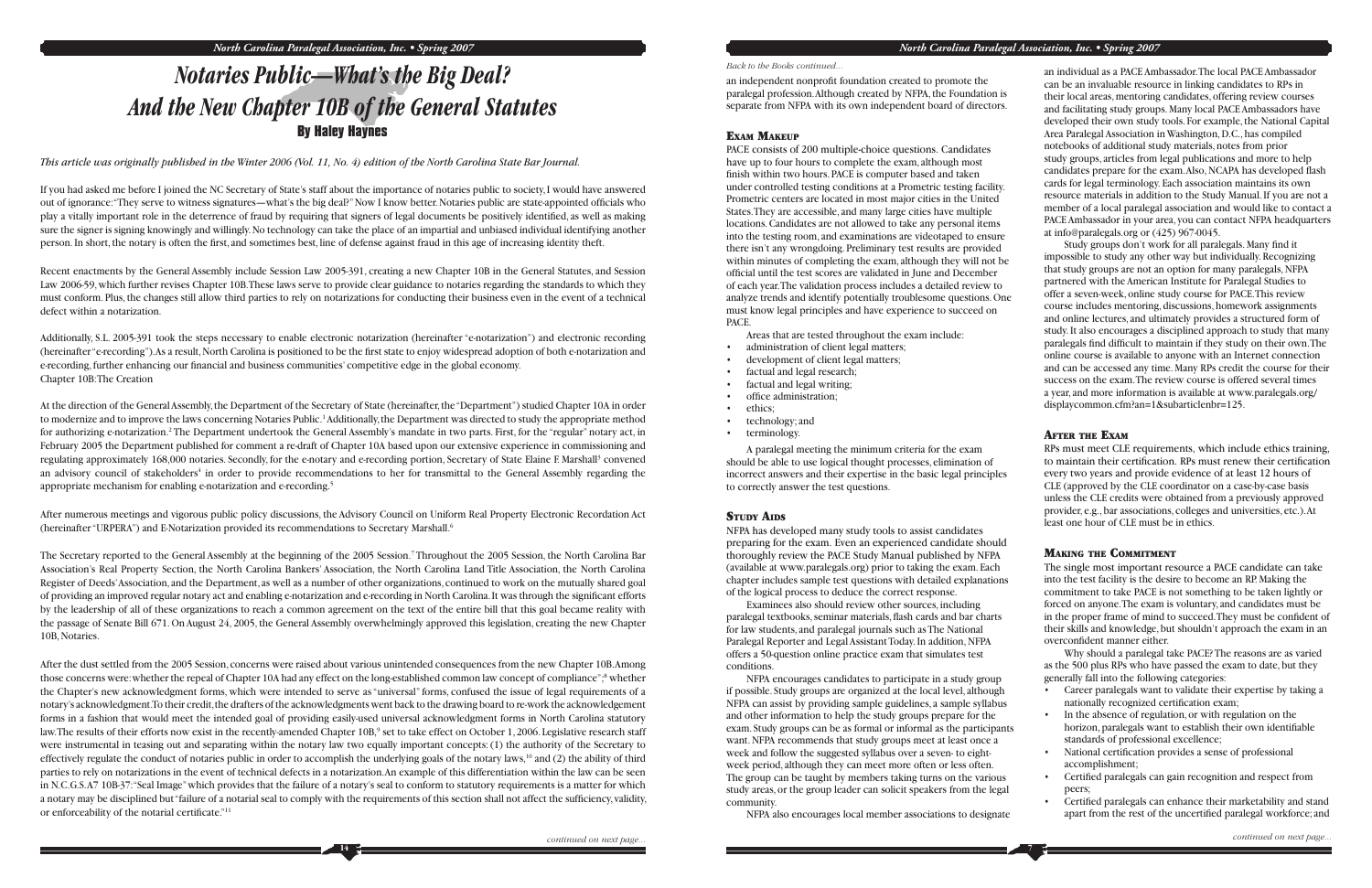# Notaries Public—What's the Big Deal? And the New Chapter 10B of the General Statutes

**By Haley Haynes**

*This article was originally published in the Winter 2006 (Vol. 11, No. 4) edition of the North Carolina State Bar Journal.*

If you had asked me before I joined the NC Secretary of State's staff about the importance of notaries public to society, I would have answered out of ignorance: "They serve to witness signatures—what's the big deal?" Now I know better. Notaries public are state-appointed officials who play a vitally important role in the deterrence of fraud by requiring that signers of legal documents be positively identified, as well as making sure the signer is signing knowingly and willingly. No technology can take the place of an impartial and unbiased individual identifying another person. In short, the notary is often the first, and sometimes best, line of defense against fraud in this age of increasing identity theft.

Recent enactments by the General Assembly include Session Law 2005-391, creating a new Chapter 10B in the General Statutes, and Session Law 2006-59, which further revises Chapter 10B. These laws serve to provide clear guidance to notaries regarding the standards to which they must conform. Plus, the changes still allow third parties to rely on notarizations for conducting their business even in the event of a technical defect within a notarization.

Additionally, S.L. 2005-391 took the steps necessary to enable electronic notarization (hereinafter "e-notarization") and electronic recording (hereinafter "e-recording"). As a result, North Carolina is positioned to be the first state to enjoy widespread adoption of both e-notarization and e-recording, further enhancing our financial and business communities' competitive edge in the global economy.

Chapter 10B: The Creation

At the direction of the General Assembly, the Department of the Secretary of State (hereinafter, the "Department") studied Chapter 10A in order to modernize and to improve the laws concerning Notaries Public.[1] Additionally, the Department was directed to study the appropriate method for authorizing e-notarization.[2] The Department undertook the General Assembly's mandate in two parts. First, for the "regular" notary act, in February 2005 the Department published for comment a re-draft of Chapter 10A based upon our extensive experience in commissioning and regulating approximately 168,000 notaries. Secondly, for the e-notary and e-recording portion, Secretary of State Elaine F. Marshall[3] convened an advisory council of stakeholders[4] in order to provide recommendations to her for transmittal to the General Assembly regarding the appropriate mechanism for enabling e-notarization and e-recording.[5]

After numerous meetings and vigorous public policy discussions, the Advisory Council on Uniform Real Property Electronic Recordation Act (hereinafter "URPERA") and E-Notarization provided its recommendations to Secretary Marshall.[6]

The Secretary reported to the General Assembly at the beginning of the 2005 Session.[7] Throughout the 2005 Session, the North Carolina Bar Association's Real Property Section, the North Carolina Bankers' Association, the North Carolina Land Title Association, the North Carolina Register of Deeds' Association, and the Department, as well as a number of other organizations, continued to work on the mutually shared goal of providing an improved regular notary act and enabling e-notarization and e-recording in North Carolina. It was through the significant efforts by the leadership of all of these organizations to reach a common agreement on the text of the entire bill that this goal became reality with the passage of Senate Bill 671. On August 24, 2005, the General Assembly overwhelmingly approved this legislation, creating the new Chapter 10B, Notaries.

After the dust settled from the 2005 Session, concerns were raised about various unintended consequences from the new Chapter 10B. Among those concerns were: whether the repeal of Chapter 10A had any effect on the long-established common law concept of compliance";[8] whether the Chapter's new acknowledgment forms, which were intended to serve as "universal" forms, confused the issue of legal requirements of a notary's acknowledgment. To their credit, the drafters of the acknowledgments went back to the drawing board to re-work the acknowledgement forms in a fashion that would meet the intended goal of providing easily-used universal acknowledgment forms in North Carolina statutory law. The results of their efforts now exist in the recently-amended Chapter 10B,[9] set to take effect on October 1, 2006. Legislative research staff were instrumental in teasing out and separating within the notary law two equally important concepts: (1) the authority of the Secretary to effectively regulate the conduct of notaries public in order to accomplish the underlying goals of the notary laws,[10] and (2) the ability of third parties to rely on notarizations in the event of technical defects in a notarization. An example of this differentiation within the law can be seen in N.C.G.S. A7 10B-37: "Seal Image" which provides that the failure of a notary's seal to conform to statutory requirements is a matter for which a notary may be disciplined but "failure of a notary seal to comply with the requirements of this section shall not affect the sufficiency, validity, or enforceability of the notarial certificate."[11]

*continued on next page...*

*Back to the Books continued...*

an independent nonprofit foundation created to promote the paralegal profession. Although created by NFPA, the Foundation is separate from NFPA with its own independent board of directors.

## Exam Makeup

PACE consists of 200 multiple-choice questions. Candidates have up to four hours to complete the exam, although most finish within two hours. PACE is computer based and taken under controlled testing conditions at a Prometric testing facility. Prometric centers are located in most major cities in the United States. They are accessible, and many large cities have multiple locations. Candidates are not allowed to take any personal items into the testing room, and examinations are videotaped to ensure there isn't any wrongdoing. Preliminary test results are provided within minutes of completing the exam, although they will not be official until the test scores are validated in June and December of each year. The validation process includes a detailed review to analyze trends and identify potentially troublesome questions. One must know legal principles and have experience to succeed on PACE.

Areas that are tested throughout the exam include:

- administration of client legal matters;
- development of client legal matters;
- factual and legal research;
- factual and legal writing;
- office administration;
- ethics;
- technology; and
- terminology.

A paralegal meeting the minimum criteria for the exam should be able to use logical thought processes, elimination of incorrect answers and their expertise in the basic legal principles to correctly answer the test questions.

## Study Aids

NFPA has developed many study tools to assist candidates preparing for the exam. Even an experienced candidate should thoroughly review the PACE Study Manual published by NFPA (available at www.paralegals.org) prior to taking the exam. Each chapter includes sample test questions with detailed explanations of the logical process to deduce the correct response.

Examinees also should review other sources, including paralegal textbooks, seminar materials, flash cards and bar charts for law students, and paralegal journals such as The National Paralegal Reporter and Legal Assistant Today. In addition, NFPA offers a 50-question online practice exam that simulates test conditions.

NFPA encourages candidates to participate in a study group if possible. Study groups are organized at the local level, although NFPA can assist by providing sample guidelines, a sample syllabus and other information to help the study groups prepare for the exam. Study groups can be as formal or informal as the participants want. NFPA recommends that study groups meet at least once a week and follow the suggested syllabus over a seven- to eight-week period, although they can meet more often or less often. The group can be taught by members taking turns on the various study areas, or the group leader can solicit speakers from the legal community.

NFPA also encourages local member associations to designate an individual as a PACE Ambassador. The local PACE Ambassador can be an invaluable resource in linking candidates to RPs in their local areas, mentoring candidates, offering review courses and facilitating study groups. Many local PACE Ambassadors have developed their own study tools. For example, the National Capital Area Paralegal Association in Washington, D.C., has compiled notebooks of additional study materials, notes from prior study groups, articles from legal publications and more to help candidates prepare for the exam. Also, NCAPA has developed flash cards for legal terminology. Each association maintains its own resource materials in addition to the Study Manual. If you are not a member of a local paralegal association and would like to contact a PACE Ambassador in your area, you can contact NFPA headquarters at info@paralegals.org or (425) 967-0045.

Study groups don't work for all paralegals. Many find it impossible to study any other way but individually. Recognizing that study groups are not an option for many paralegals, NFPA partnered with the American Institute for Paralegal Studies to offer a seven-week, online study course for PACE. This review course includes mentoring, discussions, homework assignments and online lectures, and ultimately provides a structured form of study. It also encourages a disciplined approach to study that many paralegals find difficult to maintain if they study on their own. The online course is available to anyone with an Internet connection and can be accessed any time. Many RPs credit the course for their success on the exam. The review course is offered several times a year, and more information is available at www.paralegals.org/displaycommon.cfm?an=1&subarticlenbr=125.

## After the Exam

RPs must meet CLE requirements, which include ethics training, to maintain their certification. RPs must renew their certification every two years and provide evidence of at least 12 hours of CLE (approved by the CLE coordinator on a case-by-case basis unless the CLE credits were obtained from a previously approved provider, e.g., bar associations, colleges and universities, etc.). At least one hour of CLE must be in ethics.

## Making the Commitment

The single most important resource a PACE candidate can take into the test facility is the desire to become an RP. Making the commitment to take PACE is not something to be taken lightly or forced on anyone. The exam is voluntary, and candidates must be in the proper frame of mind to succeed. They must be confident of their skills and knowledge, but shouldn't approach the exam in an overconfident manner either.

Why should a paralegal take PACE? The reasons are as varied as the 500 plus RPs who have passed the exam to date, but they generally fall into the following categories:

- Career paralegals want to validate their expertise by taking a nationally recognized certification exam;
- In the absence of regulation, or with regulation on the horizon, paralegals want to establish their own identifiable standards of professional excellence;
- National certification provides a sense of professional accomplishment;
- Certified paralegals can gain recognition and respect from peers;
- Certified paralegals can enhance their marketability and stand apart from the rest of the uncertified paralegal workforce; and

*continued on next page...*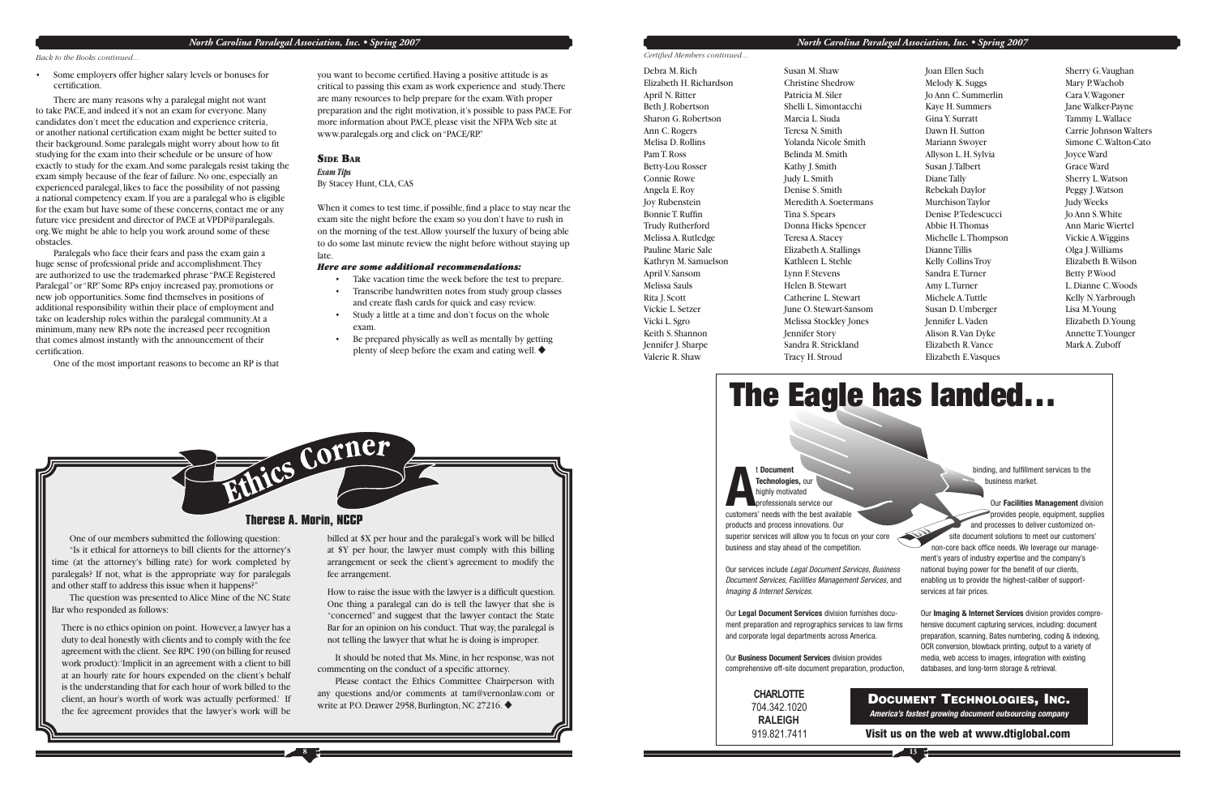*Back to the Books continued...*

- Some employers offer higher salary levels or bonuses for certification.

There are many reasons why a paralegal might not want to take PACE, and indeed it's not an exam for everyone. Many candidates don't meet the education and experience criteria, or another national certification exam might be better suited to their background. Some paralegals might worry about how to fit studying for the exam into their schedule or be unsure of how exactly to study for the exam. And some paralegals resist taking the exam simply because of the fear of failure. No one, especially an experienced paralegal, likes to face the possibility of not passing a national competency exam. If you are a paralegal who is eligible for the exam but have some of these concerns, contact me or any future vice president and director of PACE at VPDP@paralegals.org. We might be able to help you work around some of these obstacles.

Paralegals who face their fears and pass the exam gain a huge sense of professional pride and accomplishment. They are authorized to use the trademarked phrase "PACE Registered Paralegal" or "RP." Some RPs enjoy increased pay, promotions or new job opportunities. Some find themselves in positions of additional responsibility within their place of employment and take on leadership roles within the paralegal community. At a minimum, many new RPs note the increased peer recognition that comes almost instantly with the announcement of their certification.

One of the most important reasons to become an RP is that you want to become certified. Having a positive attitude is as critical to passing this exam as work experience and study. There are many resources to help prepare for the exam. With proper preparation and the right motivation, it's possible to pass PACE. For more information about PACE, please visit the NFPA Web site at www.paralegals.org and click on "PACE/RP."

### Side Bar

***Exam Tips***
By Stacey Hunt, CLA, CAS

When it comes to test time, if possible, find a place to stay near the exam site the night before the exam so you don't have to rush in on the morning of the test. Allow yourself the luxury of being able to do some last minute review the night before without staying up late.

***Here are some additional recommendations:***

- Take vacation time the week before the test to prepare.
- Transcribe handwritten notes from study group classes and create flash cards for quick and easy review.
- Study a little at a time and don't focus on the whole exam.
- Be prepared physically as well as mentally by getting plenty of sleep before the exam and eating well. ◆

## Ethics Corner

### Therese A. Morin, NCCP

One of our members submitted the following question:

"Is it ethical for attorneys to bill clients for the attorney's time (at the attorney's billing rate) for work completed by paralegals? If not, what is the appropriate way for paralegals and other staff to address this issue when it happens?"

The question was presented to Alice Mine of the NC State Bar who responded as follows:

> There is no ethics opinion on point. However, a lawyer has a duty to deal honestly with clients and to comply with the fee agreement with the client. See RPC 190 (on billing for reused work product): 'Implicit in an agreement with a client to bill at an hourly rate for hours expended on the client's behalf is the understanding that for each hour of work billed to the client, an hour's worth of work was actually performed.' If the fee agreement provides that the lawyer's work will be billed at $X per hour and the paralegal's work will be billed at $Y per hour, the lawyer must comply with this billing arrangement or seek the client's agreement to modify the fee arrangement.
>
> How to raise the issue with the lawyer is a difficult question. One thing a paralegal can do is tell the lawyer that she is "concerned" and suggest that the lawyer contact the State Bar for an opinion on his conduct. That way, the paralegal is not telling the lawyer that what he is doing is improper.

It should be noted that Ms. Mine, in her response, was not commenting on the conduct of a specific attorney.

Please contact the Ethics Committee Chairperson with any questions and/or comments at tam@vernonlaw.com or write at P.O. Drawer 2958, Burlington, NC 27216. ◆

*Certified Members continued...*

Debra M. Rich
Elizabeth H. Richardson
April N. Ritter
Beth J. Robertson
Sharon G. Robertson
Ann C. Rogers
Melisa D. Rollins
Pam T. Ross
Betty-Lou Rosser
Connie Rowe
Angela E. Roy
Joy Rubenstein
Bonnie T. Ruffin
Trudy Rutherford
Melissa A. Rutledge
Pauline Marie Sale
Kathryn M. Samuelson
April V. Sansom
Melissa Sauls
Rita J. Scott
Vickie L. Setzer
Vicki L. Sgro
Keith S. Shannon
Jennifer J. Sharpe
Valerie R. Shaw
Susan M. Shaw
Christine Shedrow
Patricia M. Siler
Shelli L. Simontacchi
Marcia L. Siuda
Teresa N. Smith
Yolanda Nicole Smith
Belinda M. Smith
Kathy J. Smith
Judy L. Smith
Denise S. Smith
Meredith A. Soetermans
Tina S. Spears
Donna Hicks Spencer
Teresa A. Stacey
Elizabeth A. Stallings
Kathleen L. Stehle
Lynn F. Stevens
Helen B. Stewart
Catherine L. Stewart
June O. Stewart-Sansom
Melissa Stockley Jones
Jennifer Story
Sandra R. Strickland
Tracy H. Stroud
Joan Ellen Such
Melody K. Suggs
Jo Ann C. Summerlin
Kaye H. Summers
Gina Y. Surratt
Dawn H. Sutton
Mariann Swoyer
Allyson L. H. Sylvia
Susan J. Talbert
Diane Tally
Rebekah Daylor
Murchison Taylor
Denise P. Tedescucci
Abbie H. Thomas
Michelle L. Thompson
Dianne Tillis
Kelly Collins Troy
Sandra E. Turner
Amy L. Turner
Michele A. Tuttle
Susan D. Umberger
Jennifer L. Vaden
Alison R. Van Dyke
Elizabeth R. Vance
Elizabeth E. Vasques
Sherry G. Vaughan
Mary P. Wachob
Cara V. Wagoner
Jane Walker-Payne
Tammy L. Wallace
Carrie Johnson Walters
Simone C. Walton-Cato
Joyce Ward
Grace Ward
Sherry L. Watson
Peggy J. Watson
Judy Weeks
Jo Ann S. White
Ann Marie Wiertel
Vickie A. Wiggins
Olga J. Williams
Elizabeth B. Wilson
Betty P. Wood
L. Dianne C. Woods
Kelly N. Yarbrough
Lisa M. Young
Elizabeth D. Young
Annette T. Younger
Mark A. Zuboff

## The Eagle has landed...

At **Document Technologies,** our highly motivated professionals service our customers' needs with the best available products and process innovations. Our superior services will allow you to focus on your core business and stay ahead of the competition.

Our services include *Legal Document Services, Business Document Services, Facilities Management Services,* and *Imaging & Internet Services.*

Our **Legal Document Services** division furnishes document preparation and reprographics services to law firms and corporate legal departments across America.

Our **Business Document Services** division provides comprehensive off-site document preparation, production, binding, and fulfillment services to the business market.

Our **Facilities Management** division provides people, equipment, supplies and processes to deliver customized on-site document solutions to meet our customers' non-core back office needs. We leverage our management's years of industry expertise and the company's national buying power for the benefit of our clients, enabling us to provide the highest-caliber of support-services at fair prices.

Our **Imaging & Internet Services** division provides comprehensive document capturing services, including: document preparation, scanning, Bates numbering, coding & indexing, OCR conversion, blowback printing, output to a variety of media, web access to images, integration with existing databases, and long-term storage & retrieval.

**CHARLOTTE**
704.342.1020
**RALEIGH**
919.821.7411

**Document Technologies, Inc.**
***America's fastest growing document outsourcing company***

**Visit us on the web at www.dtiglobal.com**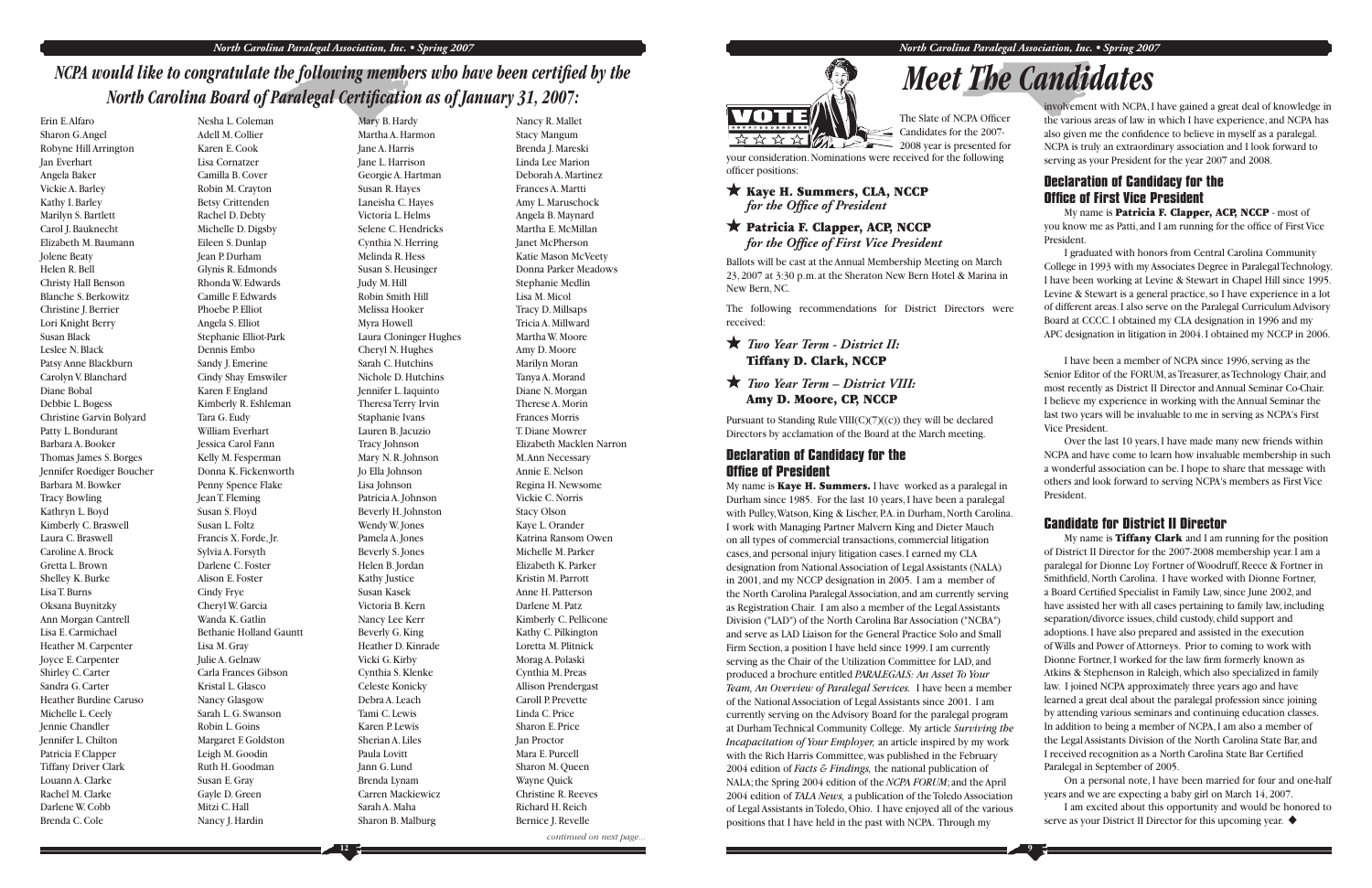# NCPA would like to congratulate the following members who have been certified by the North Carolina Board of Paralegal Certification as of January 31, 2007:

Erin E. Alfaro
Sharon G. Angel
Robyne Hill Arrington
Jan Everhart
Angela Baker
Vickie A. Barley
Kathy I. Barley
Marilyn S. Bartlett
Carol J. Bauknecht
Elizabeth M. Baumann
Jolene Beaty
Helen R. Bell
Christy Hall Benson
Blanche S. Berkowitz
Christine J. Berrier
Lori Knight Berry
Susan Black
Leslee N. Black
Patsy Anne Blackburn
Carolyn V. Blanchard
Diane Bobal
Debbie L. Bogess
Christine Garvin Bolyard
Patty L. Bondurant
Barbara A. Booker
Thomas James S. Borges
Jennifer Roediger Boucher
Barbara M. Bowker
Tracy Bowling
Kathryn L. Boyd
Kimberly C. Braswell
Laura C. Braswell
Caroline A. Brock
Gretta L. Brown
Shelley K. Burke
Lisa T. Burns
Oksana Buynitzky
Ann Morgan Cantrell
Lisa E. Carmichael
Heather M. Carpenter
Joyce E. Carpenter
Shirley C. Carter
Sandra G. Carter
Heather Burdine Caruso
Michelle L. Ceely
Jennie Chandler
Jennifer L. Chilton
Patricia F. Clapper
Tiffany Driver Clark
Louann A. Clarke
Rachel M. Clarke
Darlene W. Cobb
Brenda C. Cole
Nesha L. Coleman
Adell M. Collier
Karen E. Cook
Lisa Cornatzer
Camilla B. Cover
Robin M. Crayton
Betsy Crittenden
Rachel D. Debty
Michelle D. Digsby
Eileen S. Dunlap
Jean P. Durham
Glynis R. Edmonds
Rhonda W. Edwards
Camille F. Edwards
Phoebe P. Elliot
Angela S. Elliot
Stephanie Elliot-Park
Dennis Embo
Sandy J. Emerine
Cindy Shay Emswiler
Karen F. England
Kimberly R. Eshleman
Tara G. Eudy
William Everhart
Jessica Carol Fann
Kelly M. Fesperman
Donna K. Fickenworth
Penny Spence Flake
Jean T. Fleming
Susan S. Floyd
Susan L. Foltz
Francis X. Forde, Jr.
Sylvia A. Forsyth
Darlene C. Foster
Alison E. Foster
Cindy Frye
Cheryl W. Garcia
Wanda K. Gatlin
Bethanie Holland Gauntt
Lisa M. Gray
Julie A. Gelnaw
Carla Frances Gibson
Kristal L. Glasco
Nancy Glasgow
Sarah L. G. Swanson
Robin L. Goins
Margaret F. Goldston
Leigh M. Goodin
Ruth H. Goodman
Susan E. Gray
Gayle D. Green
Mitzi C. Hall
Nancy J. Hardin
Mary B. Hardy
Martha A. Harmon
Jane A. Harris
Jane L. Harrison
Georgie A. Hartman
Susan R. Hayes
Laneisha C. Hayes
Victoria L. Helms
Selene C. Hendricks
Cynthia N. Herring
Melinda R. Hess
Susan S. Heusinger
Judy M. Hill
Robin Smith Hill
Melissa Hooker
Myra Howell
Laura Cloninger Hughes
Cheryl N. Hughes
Sarah C. Hutchins
Nichole D. Hutchins
Jennifer L. Iaquinto
Theresa Terry Irvin
Staphanie Ivans
Lauren B. Jacuzio
Tracy Johnson
Mary N. R. Johnson
Jo Ella Johnson
Lisa Johnson
Patricia A. Johnson
Beverly H. Johnston
Wendy W. Jones
Pamela A. Jones
Beverly S. Jones
Helen B. Jordan
Kathy Justice
Susan Kasek
Victoria B. Kern
Nancy Lee Kerr
Beverly G. King
Heather D. Kinrade
Vicki C. Kirby
Cynthia S. Klenke
Celeste Konicky
Debra A. Leach
Tami C. Lewis
Karen P. Lewis
Sherian A. Liles
Paula Lovitt
Jann G. Lund
Brenda Lynam
Carren Mackiewicz
Sarah A. Maha
Sharon B. Malburg
Nancy R. Mallet
Stacy Mangum
Brenda J. Mareski
Linda Lee Marion
Deborah A. Martinez
Frances A. Martti
Amy L. Maruschock
Angela B. Maynard
Martha E. McMillan
Janet McPherson
Katie Mason McVeety
Donna Parker Meadows
Stephanie Medlin
Lisa M. Micol
Tracy D. Millsaps
Tricia A. Millward
Martha W. Moore
Amy D. Moore
Marilyn Moran
Tanya A. Morand
Diane N. Morgan
Therese A. Morin
Frances Morris
T. Diane Mowrer
Elizabeth Macklen Narron
M. Ann Necessary
Annie E. Nelson
Regina H. Newsome
Vickie C. Norris
Stacy Olson
Kaye L. Orander
Katrina Ransom Owen
Michelle M. Parker
Elizabeth K. Parker
Kristin M. Parrott
Anne H. Patterson
Darlene M. Patz
Kimberly C. Pellicone
Kathy C. Pilkington
Loretta M. Plitnick
Morag A. Polaski
Cynthia M. Preas
Allison Prendergast
Caroll P. Prevette
Linda C. Price
Sharon E. Price
Jan Proctor
Mara E. Purcell
Sharon M. Queen
Wayne Quick
Christine R. Reeves
Richard H. Reich
Bernice J. Revelle

*continued on next page...*

# Meet The Candidates

The Slate of NCPA Officer Candidates for the 2007-2008 year is presented for your consideration. Nominations were received for the following officer positions:

★ **Kaye H. Summers, CLA, NCCP**
*for the Office of President*

★ **Patricia F. Clapper, ACP, NCCP**
*for the Office of First Vice President*

Ballots will be cast at the Annual Membership Meeting on March 23, 2007 at 3:30 p.m. at the Sheraton New Bern Hotel & Marina in New Bern, NC.

The following recommendations for District Directors were received:

★ *Two Year Term - District II:*
**Tiffany D. Clark, NCCP**

★ *Two Year Term – District VIII:*
**Amy D. Moore, CP, NCCP**

Pursuant to Standing Rule VIII(C)(7)(c)) they will be declared Directors by acclamation of the Board at the March meeting.

## Declaration of Candidacy for the Office of President

My name is **Kaye H. Summers.** I have worked as a paralegal in Durham since 1985. For the last 10 years, I have been a paralegal with Pulley, Watson, King & Lischer, P.A. in Durham, North Carolina. I work with Managing Partner Malvern King and Dieter Mauch on all types of commercial transactions, commercial litigation cases, and personal injury litigation cases. I earned my CLA designation from National Association of Legal Assistants (NALA) in 2001, and my NCCP designation in 2005. I am a member of the North Carolina Paralegal Association, and am currently serving as Registration Chair. I am also a member of the Legal Assistants Division ("LAD") of the North Carolina Bar Association ("NCBA") and serve as LAD Liaison for the General Practice Solo and Small Firm Section, a position I have held since 1999. I am currently serving as the Chair of the Utilization Committee for LAD, and produced a brochure entitled *PARALEGALS: An Asset To Your Team, An Overview of Paralegal Services*. I have been a member of the National Association of Legal Assistants since 2001. I am currently serving on the Advisory Board for the paralegal program at Durham Technical Community College. My article *Surviving the Incapacitation of Your Employer,* an article inspired by my work with the Rich Harris Committee, was published in the February 2004 edition of *Facts & Findings,* the national publication of NALA; the Spring 2004 edition of the *NCPA FORUM*; and the April 2004 edition of *TALA News,* a publication of the Toledo Association of Legal Assistants in Toledo, Ohio. I have enjoyed all of the various positions that I have held in the past with NCPA. Through my involvement with NCPA, I have gained a great deal of knowledge in the various areas of law in which I have experience, and NCPA has also given me the confidence to believe in myself as a paralegal. NCPA is truly an extraordinary association and I look forward to serving as your President for the year 2007 and 2008.

## Declaration of Candidacy for the Office of First Vice President

My name is **Patricia F. Clapper, ACP, NCCP** - most of you know me as Patti, and I am running for the office of First Vice President.

I graduated with honors from Central Carolina Community College in 1993 with my Associates Degree in Paralegal Technology. I have been working at Levine & Stewart in Chapel Hill since 1995. Levine & Stewart is a general practice, so I have experience in a lot of different areas. I also serve on the Paralegal Curriculum Advisory Board at CCCC. I obtained my CLA designation in 1996 and my APC designation in litigation in 2004. I obtained my NCCP in 2006.

I have been a member of NCPA since 1996, serving as the Senior Editor of the FORUM, as Treasurer, as Technology Chair, and most recently as District II Director and Annual Seminar Co-Chair. I believe my experience in working with the Annual Seminar the last two years will be invaluable to me in serving as NCPA's First Vice President.

Over the last 10 years, I have made many new friends within NCPA and have come to learn how invaluable membership in such a wonderful association can be. I hope to share that message with others and look forward to serving NCPA's members as First Vice President.

## Candidate for District II Director

My name is **Tiffany Clark** and I am running for the position of District II Director for the 2007-2008 membership year. I am a paralegal for Dionne Loy Fortner of Woodruff, Reece & Fortner in Smithfield, North Carolina. I have worked with Dionne Fortner, a Board Certified Specialist in Family Law, since June 2002, and have assisted her with all cases pertaining to family law, including separation/divorce issues, child custody, child support and adoptions. I have also prepared and assisted in the execution of Wills and Power of Attorneys. Prior to coming to work with Dionne Fortner, I worked for the law firm formerly known as Atkins & Stephenson in Raleigh, which also specialized in family law. I joined NCPA approximately three years ago and have learned a great deal about the paralegal profession since joining by attending various seminars and continuing education classes. In addition to being a member of NCPA, I am also a member of the Legal Assistants Division of the North Carolina State Bar, and I received recognition as a North Carolina State Bar Certified Paralegal in September of 2005.

On a personal note, I have been married for four and one-half years and we are expecting a baby girl on March 14, 2007.

I am excited about this opportunity and would be honored to serve as your District II Director for this upcoming year. ◆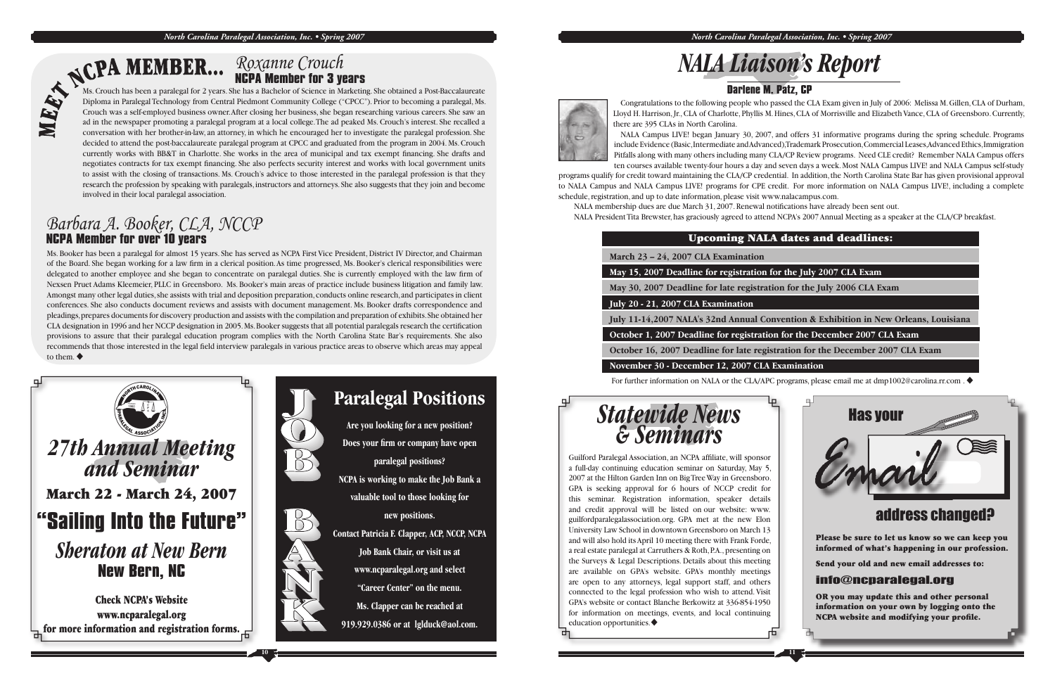# MEET NCPA MEMBER... *Roxanne Crouch*

## NCPA Member for 3 years

Ms. Crouch has been a paralegal for 2 years. She has a Bachelor of Science in Marketing. She obtained a Post-Baccalaureate Diploma in Paralegal Technology from Central Piedmont Community College ("CPCC"). Prior to becoming a paralegal, Ms. Crouch was a self-employed business owner. After closing her business, she began researching various careers. She saw an ad in the newspaper promoting a paralegal program at a local college. The ad peaked Ms. Crouch's interest. She recalled a conversation with her brother-in-law, an attorney, in which he encouraged her to investigate the paralegal profession. She decided to attend the post-baccalaureate paralegal program at CPCC and graduated from the program in 2004. Ms. Crouch currently works with BB&T in Charlotte. She works in the area of municipal and tax exempt financing. She drafts and negotiates contracts for tax exempt financing. She also perfects security interest and works with local government units to assist with the closing of transactions. Ms. Crouch's advice to those interested in the paralegal profession is that they research the profession by speaking with paralegals, instructors and attorneys. She also suggests that they join and become involved in their local paralegal association.

# *Barbara A. Booker, CLA, NCCP*

## NCPA Member for over 10 years

Ms. Booker has been a paralegal for almost 15 years. She has served as NCPA First Vice President, District IV Director, and Chairman of the Board. She began working for a law firm in a clerical position. As time progressed, Ms. Booker's clerical responsibilities were delegated to another employee and she began to concentrate on paralegal duties. She is currently employed with the law firm of Nexsen Pruet Adams Kleemeier, PLLC in Greensboro. Ms. Booker's main areas of practice include business litigation and family law. Amongst many other legal duties, she assists with trial and deposition preparation, conducts online research, and participates in client conferences. She also conducts document reviews and assists with document management. Ms. Booker drafts correspondence and pleadings, prepares documents for discovery production and assists with the compilation and preparation of exhibits. She obtained her CLA designation in 1996 and her NCCP designation in 2005. Ms. Booker suggests that all potential paralegals research the certification provisions to assure that their paralegal education program complies with the North Carolina State Bar's requirements. She also recommends that those interested in the legal field interview paralegals in various practice areas to observe which areas may appeal to them. ◆

# *27th Annual Meeting and Seminar*

**March 22 - March 24, 2007**

## "Sailing Into the Future"

*Sheraton at New Bern*

**New Bern, NC**

**Check NCPA's Website www.ncparalegal.org for more information and registration forms.**

# JOB BANK — Paralegal Positions

**Are you looking for a new position?**

**Does your firm or company have open paralegal positions?**

**NCPA is working to make the Job Bank a valuable tool to those looking for new positions.**

**Contact Patricia F. Clapper, ACP, NCCP, NCPA Job Bank Chair, or visit us at www.ncparalegal.org and select "Career Center" on the menu.**

**Ms. Clapper can be reached at 919.929.0386 or at lglduck@aol.com.**

# *NALA Liaison's Report*

## Darlene M. Patz, CP

Congratulations to the following people who passed the CLA Exam given in July of 2006: Melissa M. Gillen, CLA of Durham, Lloyd H. Harrison, Jr., CLA of Charlotte, Phyllis M. Hines, CLA of Morrisville and Elizabeth Vance, CLA of Greensboro. Currently, there are 395 CLAs in North Carolina.

NALA Campus LIVE! began January 30, 2007, and offers 31 informative programs during the spring schedule. Programs include Evidence (Basic, Intermediate and Advanced), Trademark Prosecution, Commercial Leases, Advanced Ethics, Immigration Pitfalls along with many others including many CLA/CP Review programs. Need CLE credit? Remember NALA Campus offers ten courses available twenty-four hours a day and seven days a week. Most NALA Campus LIVE! and NALA Campus self-study programs qualify for credit toward maintaining the CLA/CP credential. In addition, the North Carolina State Bar has given provisional approval to NALA Campus and NALA Campus LIVE! programs for CPE credit. For more information on NALA Campus LIVE!, including a complete schedule, registration, and up to date information, please visit www.nalacampus.com.

NALA membership dues are due March 31, 2007. Renewal notifications have already been sent out.

NALA President Tita Brewster, has graciously agreed to attend NCPA's 2007 Annual Meeting as a speaker at the CLA/CP breakfast.

### Upcoming NALA dates and deadlines:

- **March 23 – 24, 2007 CLA Examination**
- **May 15, 2007 Deadline for registration for the July 2007 CLA Exam**
- **May 30, 2007 Deadline for late registration for the July 2006 CLA Exam**
- **July 20 - 21, 2007 CLA Examination**
- **July 11-14,2007 NALA's 32nd Annual Convention & Exhibition in New Orleans, Louisiana**
- **October 1, 2007 Deadline for registration for the December 2007 CLA Exam**
- **October 16, 2007 Deadline for late registration for the December 2007 CLA Exam**
- **November 30 - December 12, 2007 CLA Examination**

For further information on NALA or the CLA/APC programs, please email me at dmp1002@carolina.rr.com . ◆

# *Statewide News & Seminars*

Guilford Paralegal Association, an NCPA affiliate, will sponsor a full-day continuing education seminar on Saturday, May 5, 2007 at the Hilton Garden Inn on Big Tree Way in Greensboro. GPA is seeking approval for 6 hours of NCCP credit for this seminar. Registration information, speaker details and credit approval will be listed on our website: www.guilfordparalegalassociation.org. GPA met at the new Elon University Law School in downtown Greensboro on March 13 and will also hold its April 10 meeting there with Frank Forde, a real estate paralegal at Carruthers & Roth, P.A., presenting on the Surveys & Legal Descriptions. Details about this meeting are available on GPA's website. GPA's monthly meetings are open to any attorneys, legal support staff, and others connected to the legal profession who wish to attend. Visit GPA's website or contact Blanche Berkowitz at 336-854-1950 for information on meetings, events, and local continuing education opportunities. ◆

# Has your Email address changed?

**Please be sure to let us know so we can keep you informed of what's happening in our profession.**

**Send your old and new email addresses to:**

**info@ncparalegal.org**

**OR you may update this and other personal information on your own by logging onto the NCPA website and modifying your profile.**